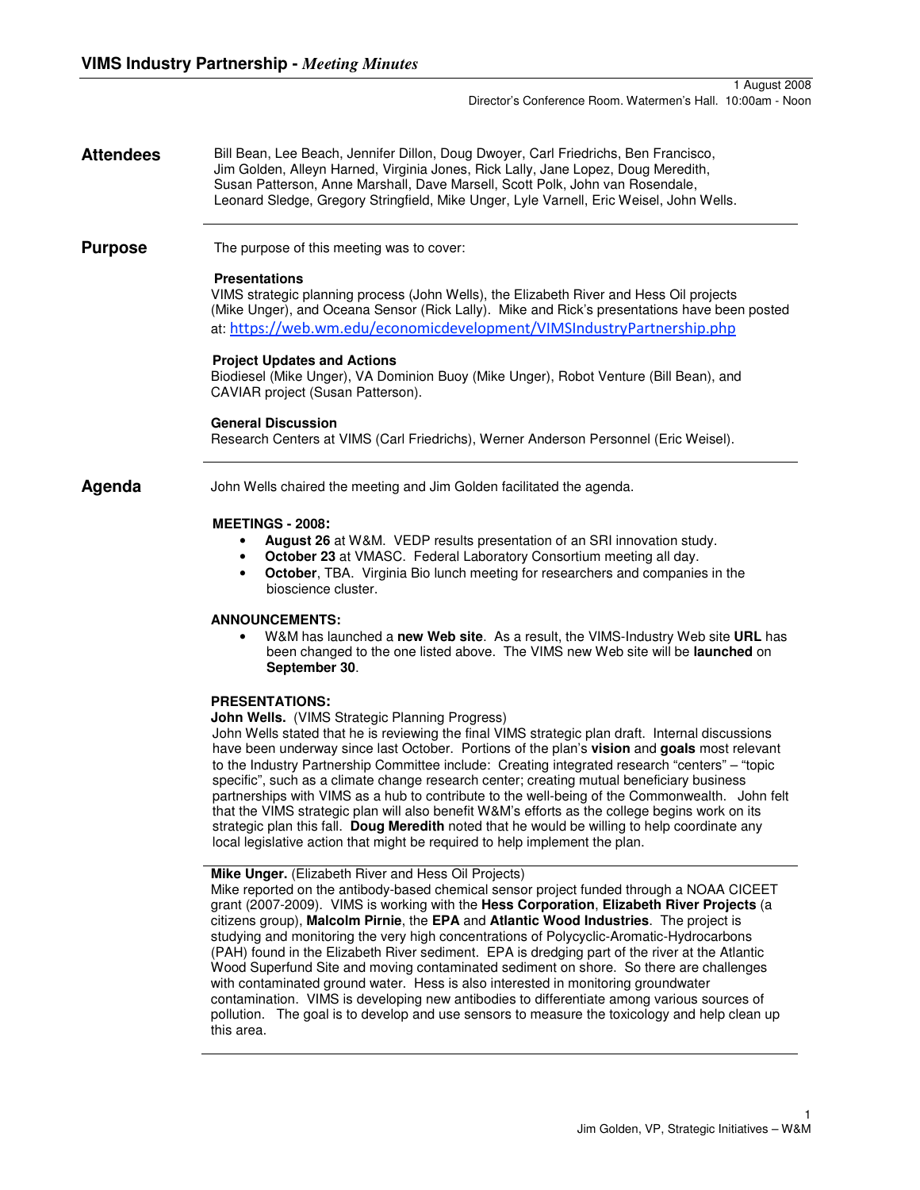# VIMS Industry Partnership - *Meeting Minutes*

1 August 2008
Director's Conference Room. Watermen's Hall. 10:00am - Noon

## Attendees

Bill Bean, Lee Beach, Jennifer Dillon, Doug Dwoyer, Carl Friedrichs, Ben Francisco, Jim Golden, Alleyn Harned, Virginia Jones, Rick Lally, Jane Lopez, Doug Meredith, Susan Patterson, Anne Marshall, Dave Marsell, Scott Polk, John van Rosendale, Leonard Sledge, Gregory Stringfield, Mike Unger, Lyle Varnell, Eric Weisel, John Wells.

## Purpose

The purpose of this meeting was to cover:

**Presentations**
VIMS strategic planning process (John Wells), the Elizabeth River and Hess Oil projects (Mike Unger), and Oceana Sensor (Rick Lally). Mike and Rick's presentations have been posted at: https://web.wm.edu/economicdevelopment/VIMSIndustryPartnership.php

**Project Updates and Actions**
Biodiesel (Mike Unger), VA Dominion Buoy (Mike Unger), Robot Venture (Bill Bean), and CAVIAR project (Susan Patterson).

**General Discussion**
Research Centers at VIMS (Carl Friedrichs), Werner Anderson Personnel (Eric Weisel).

## Agenda

John Wells chaired the meeting and Jim Golden facilitated the agenda.

**MEETINGS - 2008:**

- **August 26** at W&M. VEDP results presentation of an SRI innovation study.
- **October 23** at VMASC. Federal Laboratory Consortium meeting all day.
- **October**, TBA. Virginia Bio lunch meeting for researchers and companies in the bioscience cluster.

**ANNOUNCEMENTS:**

- W&M has launched a **new Web site**. As a result, the VIMS-Industry Web site **URL** has been changed to the one listed above. The VIMS new Web site will be **launched** on **September 30**.

**PRESENTATIONS:**

**John Wells.** (VIMS Strategic Planning Progress)
John Wells stated that he is reviewing the final VIMS strategic plan draft. Internal discussions have been underway since last October. Portions of the plan's **vision** and **goals** most relevant to the Industry Partnership Committee include: Creating integrated research "centers" – "topic specific", such as a climate change research center; creating mutual beneficiary business partnerships with VIMS as a hub to contribute to the well-being of the Commonwealth. John felt that the VIMS strategic plan will also benefit W&M's efforts as the college begins work on its strategic plan this fall. **Doug Meredith** noted that he would be willing to help coordinate any local legislative action that might be required to help implement the plan.

**Mike Unger.** (Elizabeth River and Hess Oil Projects)
Mike reported on the antibody-based chemical sensor project funded through a NOAA CICEET grant (2007-2009). VIMS is working with the **Hess Corporation**, **Elizabeth River Projects** (a citizens group), **Malcolm Pirnie**, the **EPA** and **Atlantic Wood Industries**. The project is studying and monitoring the very high concentrations of Polycyclic-Aromatic-Hydrocarbons (PAH) found in the Elizabeth River sediment. EPA is dredging part of the river at the Atlantic Wood Superfund Site and moving contaminated sediment on shore. So there are challenges with contaminated ground water. Hess is also interested in monitoring groundwater contamination. VIMS is developing new antibodies to differentiate among various sources of pollution. The goal is to develop and use sensors to measure the toxicology and help clean up this area.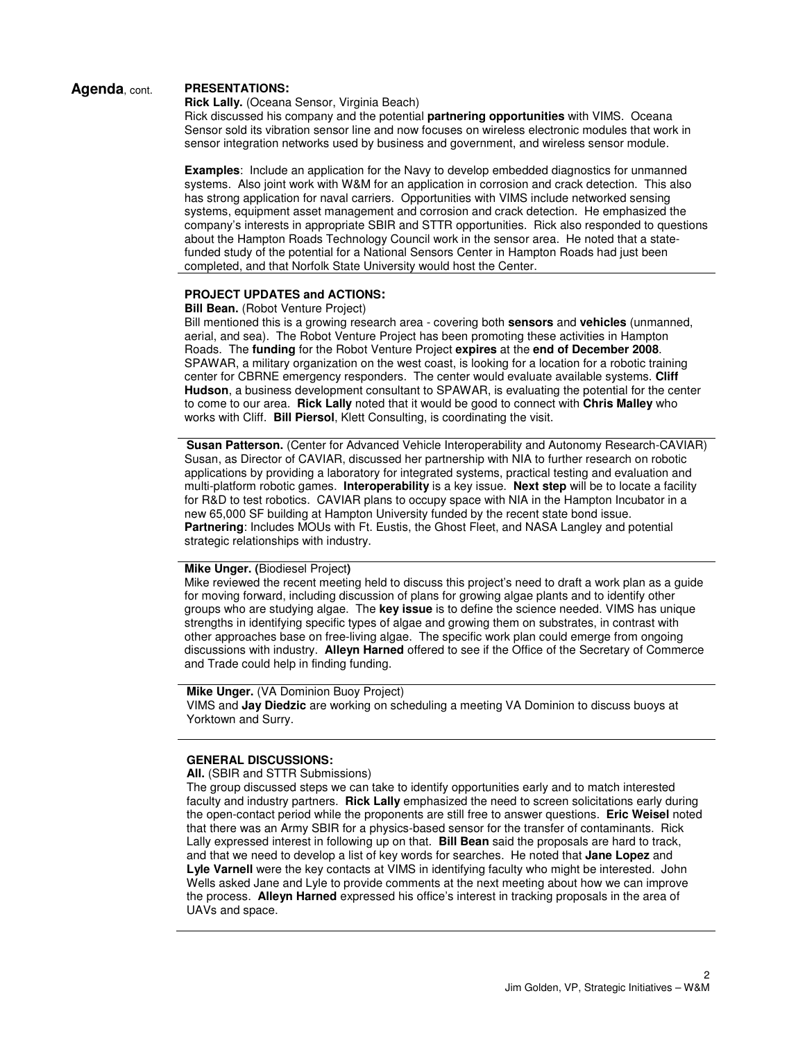**Agenda**, cont.

**PRESENTATIONS:**

**Rick Lally.** (Oceana Sensor, Virginia Beach)

Rick discussed his company and the potential **partnering opportunities** with VIMS. Oceana Sensor sold its vibration sensor line and now focuses on wireless electronic modules that work in sensor integration networks used by business and government, and wireless sensor module.

**Examples**: Include an application for the Navy to develop embedded diagnostics for unmanned systems. Also joint work with W&M for an application in corrosion and crack detection. This also has strong application for naval carriers. Opportunities with VIMS include networked sensing systems, equipment asset management and corrosion and crack detection. He emphasized the company's interests in appropriate SBIR and STTR opportunities. Rick also responded to questions about the Hampton Roads Technology Council work in the sensor area. He noted that a state-funded study of the potential for a National Sensors Center in Hampton Roads had just been completed, and that Norfolk State University would host the Center.

---

**PROJECT UPDATES and ACTIONS:**

**Bill Bean.** (Robot Venture Project)

Bill mentioned this is a growing research area - covering both **sensors** and **vehicles** (unmanned, aerial, and sea). The Robot Venture Project has been promoting these activities in Hampton Roads. The **funding** for the Robot Venture Project **expires** at the **end of December 2008**. SPAWAR, a military organization on the west coast, is looking for a location for a robotic training center for CBRNE emergency responders. The center would evaluate available systems. **Cliff Hudson**, a business development consultant to SPAWAR, is evaluating the potential for the center to come to our area. **Rick Lally** noted that it would be good to connect with **Chris Malley** who works with Cliff. **Bill Piersol**, Klett Consulting, is coordinating the visit.

---

**Susan Patterson.** (Center for Advanced Vehicle Interoperability and Autonomy Research-CAVIAR)

Susan, as Director of CAVIAR, discussed her partnership with NIA to further research on robotic applications by providing a laboratory for integrated systems, practical testing and evaluation and multi-platform robotic games. **Interoperability** is a key issue. **Next step** will be to locate a facility for R&D to test robotics. CAVIAR plans to occupy space with NIA in the Hampton Incubator in a new 65,000 SF building at Hampton University funded by the recent state bond issue.

**Partnering**: Includes MOUs with Ft. Eustis, the Ghost Fleet, and NASA Langley and potential strategic relationships with industry.

---

**Mike Unger. (**Biodiesel Project**)**

Mike reviewed the recent meeting held to discuss this project's need to draft a work plan as a guide for moving forward, including discussion of plans for growing algae plants and to identify other groups who are studying algae. The **key issue** is to define the science needed. VIMS has unique strengths in identifying specific types of algae and growing them on substrates, in contrast with other approaches base on free-living algae. The specific work plan could emerge from ongoing discussions with industry. **Alleyn Harned** offered to see if the Office of the Secretary of Commerce and Trade could help in finding funding.

---

**Mike Unger.** (VA Dominion Buoy Project)

VIMS and **Jay Diedzic** are working on scheduling a meeting VA Dominion to discuss buoys at Yorktown and Surry.

---

**GENERAL DISCUSSIONS:**

**All.** (SBIR and STTR Submissions)

The group discussed steps we can take to identify opportunities early and to match interested faculty and industry partners. **Rick Lally** emphasized the need to screen solicitations early during the open-contact period while the proponents are still free to answer questions. **Eric Weisel** noted that there was an Army SBIR for a physics-based sensor for the transfer of contaminants. Rick Lally expressed interest in following up on that. **Bill Bean** said the proposals are hard to track, and that we need to develop a list of key words for searches. He noted that **Jane Lopez** and **Lyle Varnell** were the key contacts at VIMS in identifying faculty who might be interested. John Wells asked Jane and Lyle to provide comments at the next meeting about how we can improve the process. **Alleyn Harned** expressed his office's interest in tracking proposals in the area of UAVs and space.

---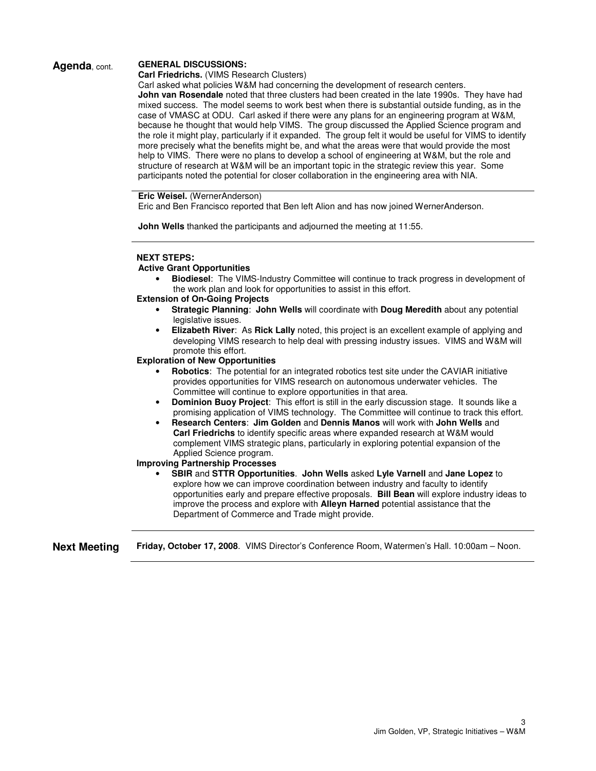**Agenda**, cont.

**GENERAL DISCUSSIONS:**

**Carl Friedrichs.** (VIMS Research Clusters)

Carl asked what policies W&M had concerning the development of research centers. **John van Rosendale** noted that three clusters had been created in the late 1990s. They have had mixed success. The model seems to work best when there is substantial outside funding, as in the case of VMASC at ODU. Carl asked if there were any plans for an engineering program at W&M, because he thought that would help VIMS. The group discussed the Applied Science program and the role it might play, particularly if it expanded. The group felt it would be useful for VIMS to identify more precisely what the benefits might be, and what the areas were that would provide the most help to VIMS. There were no plans to develop a school of engineering at W&M, but the role and structure of research at W&M will be an important topic in the strategic review this year. Some participants noted the potential for closer collaboration in the engineering area with NIA.

**Eric Weisel.** (WernerAnderson)

Eric and Ben Francisco reported that Ben left Alion and has now joined WernerAnderson.

**John Wells** thanked the participants and adjourned the meeting at 11:55.

**NEXT STEPS:**

**Active Grant Opportunities**

- **Biodiesel**: The VIMS-Industry Committee will continue to track progress in development of the work plan and look for opportunities to assist in this effort.

**Extension of On-Going Projects**

- **Strategic Planning**: **John Wells** will coordinate with **Doug Meredith** about any potential legislative issues.
- **Elizabeth River**: As **Rick Lally** noted, this project is an excellent example of applying and developing VIMS research to help deal with pressing industry issues. VIMS and W&M will promote this effort.

**Exploration of New Opportunities**

- **Robotics**: The potential for an integrated robotics test site under the CAVIAR initiative provides opportunities for VIMS research on autonomous underwater vehicles. The Committee will continue to explore opportunities in that area.
- **Dominion Buoy Project**: This effort is still in the early discussion stage. It sounds like a promising application of VIMS technology. The Committee will continue to track this effort.
- **Research Centers**: **Jim Golden** and **Dennis Manos** will work with **John Wells** and **Carl Friedrichs** to identify specific areas where expanded research at W&M would complement VIMS strategic plans, particularly in exploring potential expansion of the Applied Science program.

**Improving Partnership Processes**

- **SBIR** and **STTR Opportunities**. **John Wells** asked **Lyle Varnell** and **Jane Lopez** to explore how we can improve coordination between industry and faculty to identify opportunities early and prepare effective proposals. **Bill Bean** will explore industry ideas to improve the process and explore with **Alleyn Harned** potential assistance that the Department of Commerce and Trade might provide.

**Next Meeting**

**Friday, October 17, 2008**. VIMS Director's Conference Room, Watermen's Hall. 10:00am – Noon.